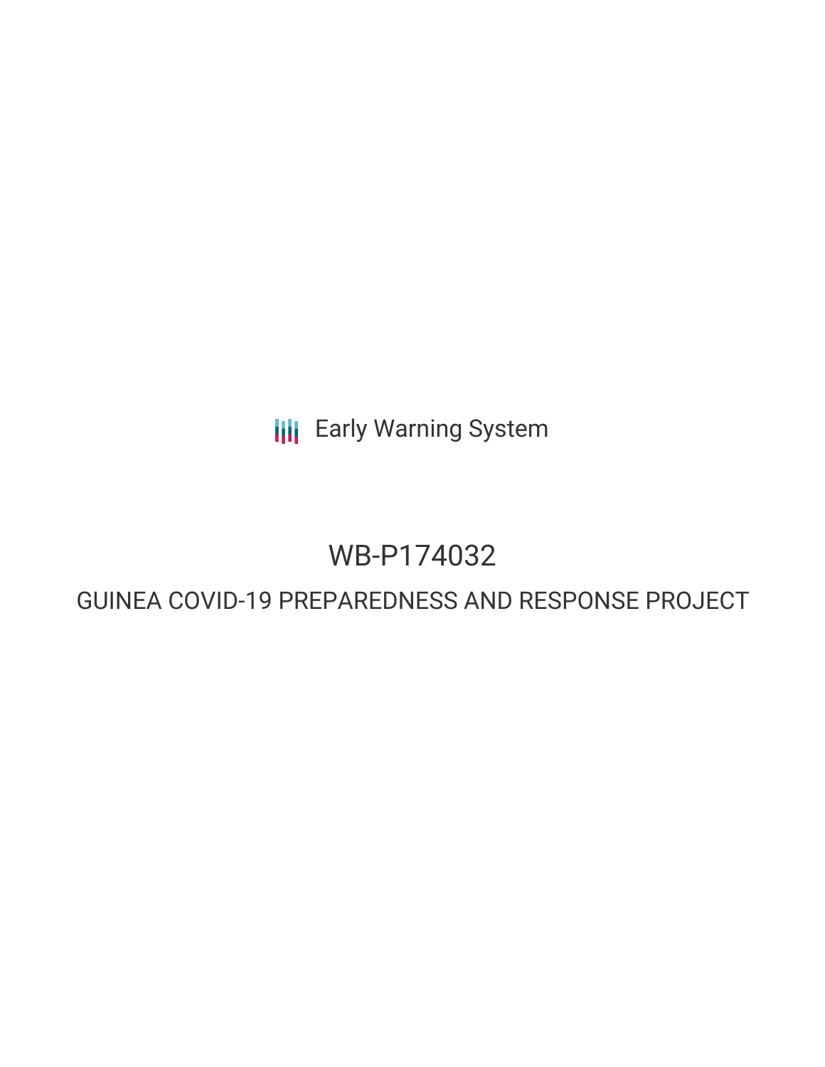Early Warning System

# WB-P174032

## GUINEA COVID-19 PREPAREDNESS AND RESPONSE PROJECT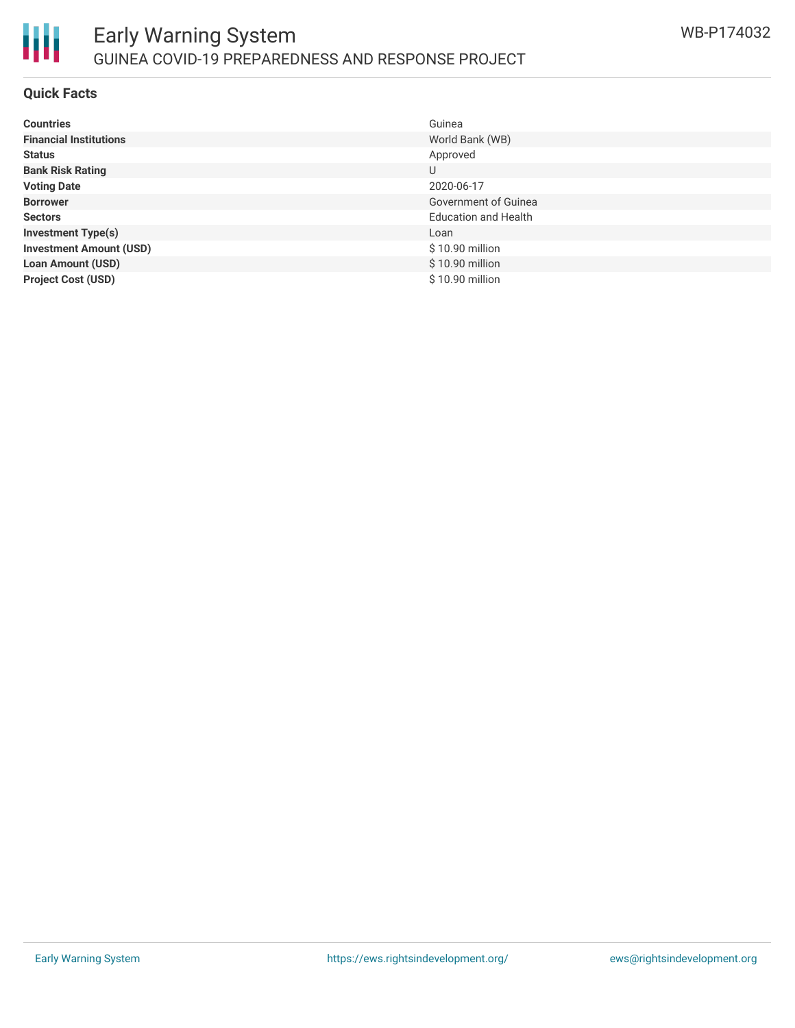## Quick Facts

| | |
|---|---|
| **Countries** | Guinea |
| **Financial Institutions** | World Bank (WB) |
| **Status** | Approved |
| **Bank Risk Rating** | U |
| **Voting Date** | 2020-06-17 |
| **Borrower** | Government of Guinea |
| **Sectors** | Education and Health |
| **Investment Type(s)** | Loan |
| **Investment Amount (USD)** | $ 10.90 million |
| **Loan Amount (USD)** | $ 10.90 million |
| **Project Cost (USD)** | $ 10.90 million |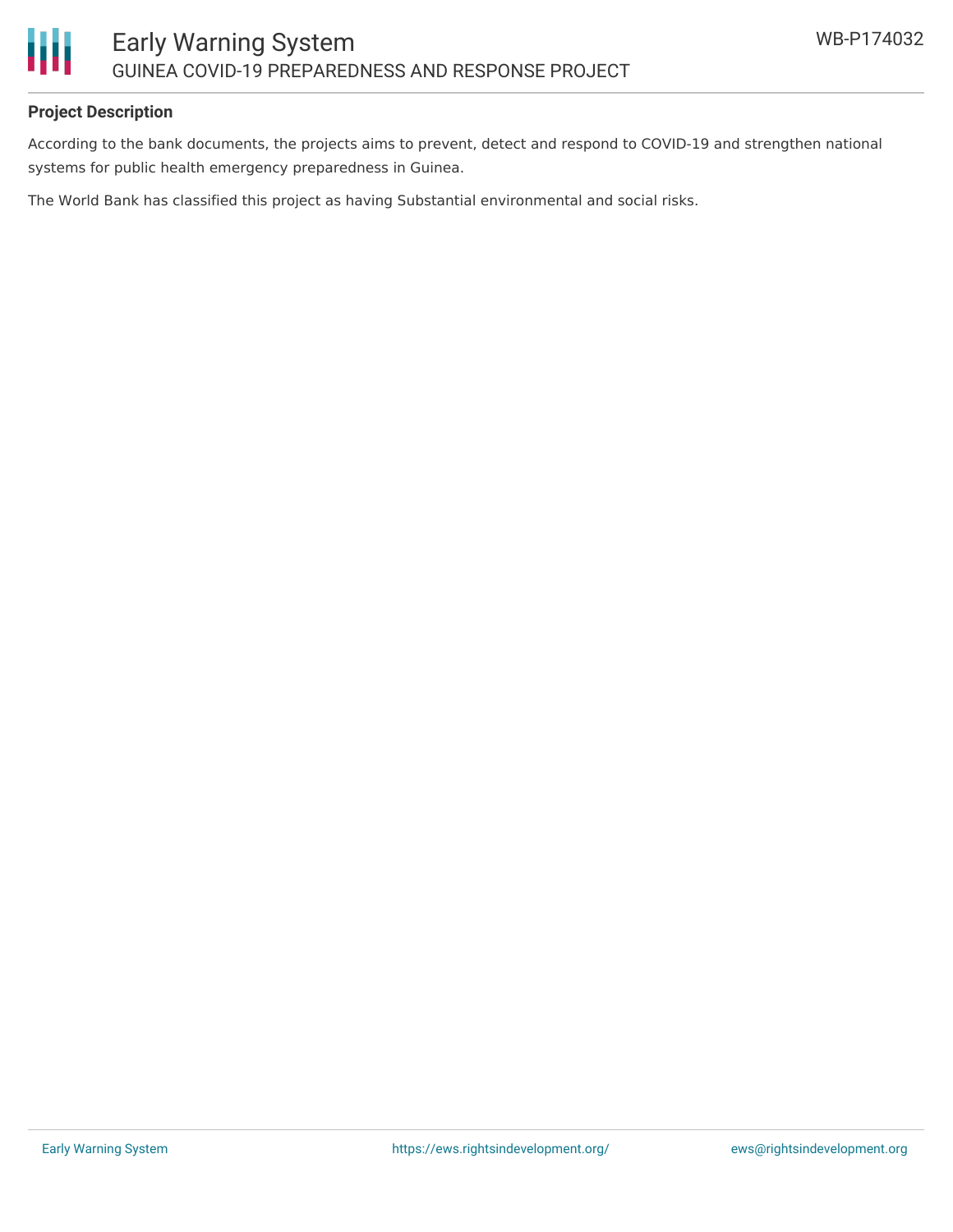**Project Description**

According to the bank documents, the projects aims to prevent, detect and respond to COVID-19 and strengthen national systems for public health emergency preparedness in Guinea.

The World Bank has classified this project as having Substantial environmental and social risks.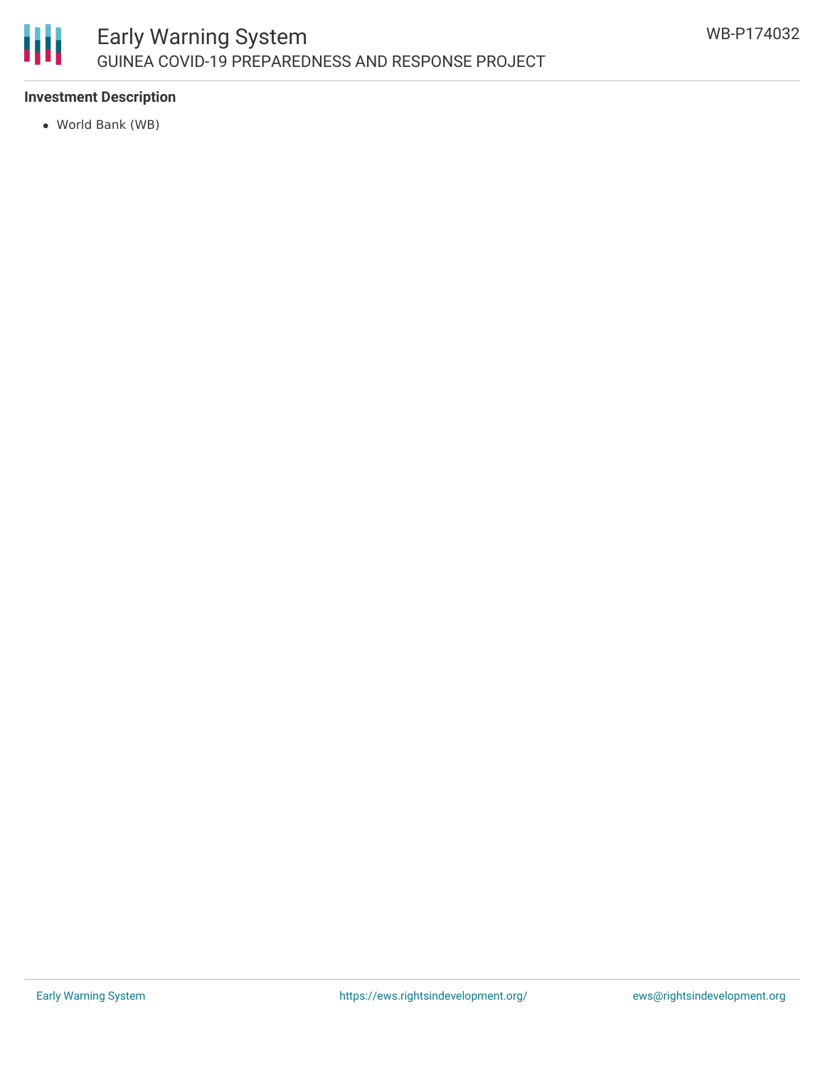### Investment Description

- World Bank (WB)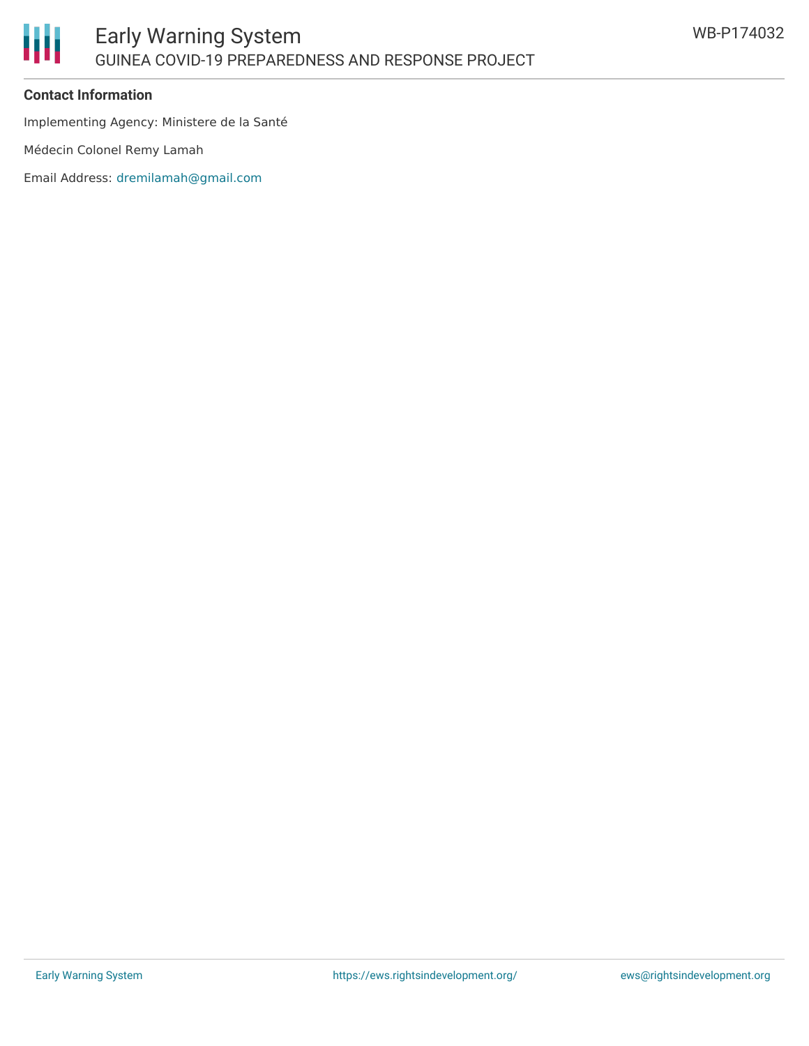**Contact Information**

Implementing Agency: Ministere de la Santé

Médecin Colonel Remy Lamah

Email Address: dremilamah@gmail.com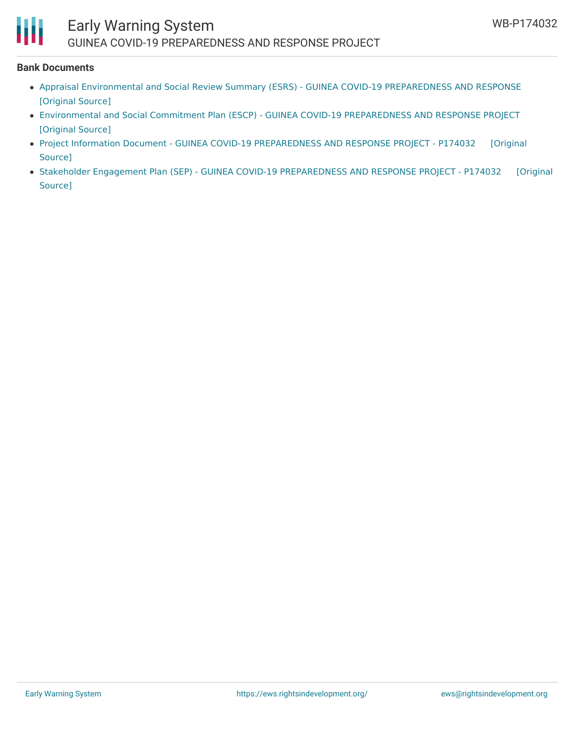**Bank Documents**

- Appraisal Environmental and Social Review Summary (ESRS) - GUINEA COVID-19 PREPAREDNESS AND RESPONSE [Original Source]
- Environmental and Social Commitment Plan (ESCP) - GUINEA COVID-19 PREPAREDNESS AND RESPONSE PROJECT [Original Source]
- Project Information Document - GUINEA COVID-19 PREPAREDNESS AND RESPONSE PROJECT - P174032 [Original Source]
- Stakeholder Engagement Plan (SEP) - GUINEA COVID-19 PREPAREDNESS AND RESPONSE PROJECT - P174032 [Original Source]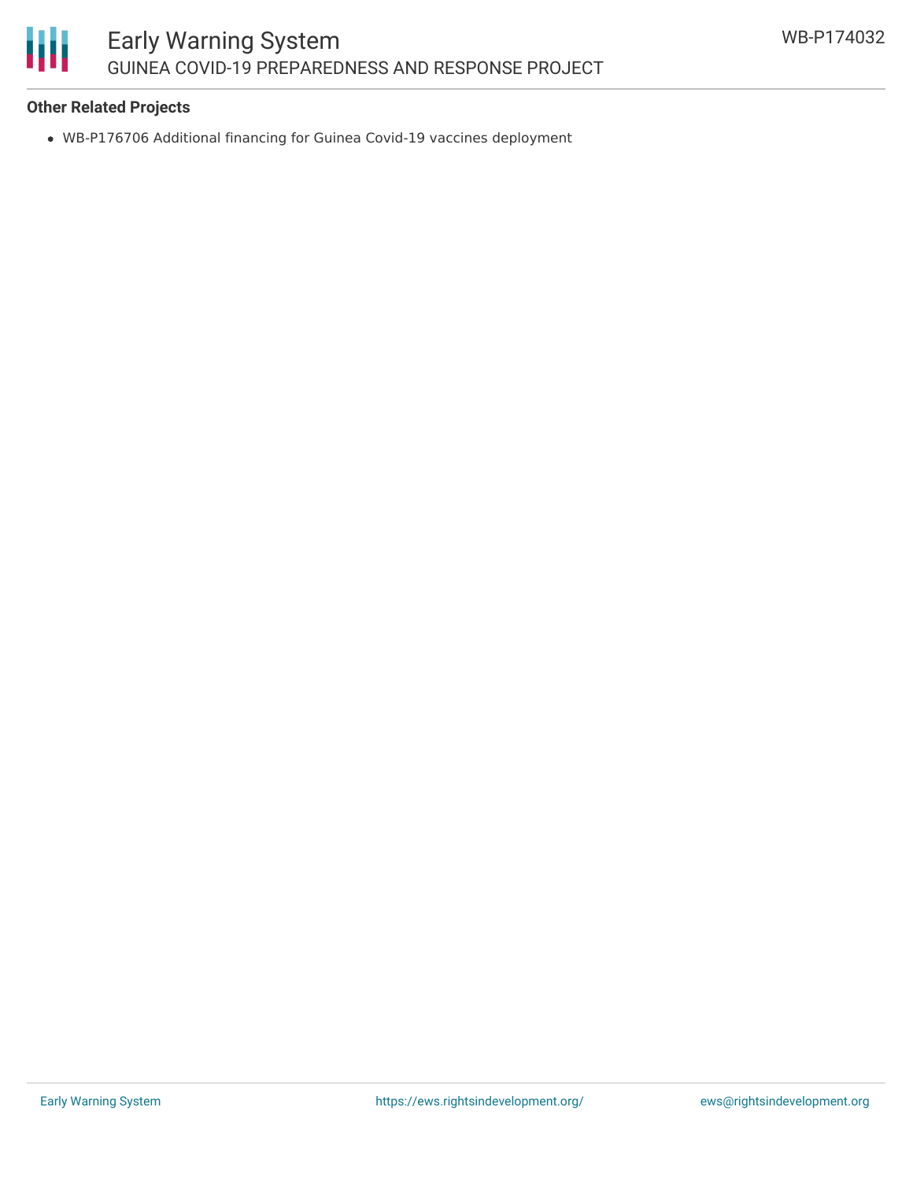**Other Related Projects**

- WB-P176706 Additional financing for Guinea Covid-19 vaccines deployment